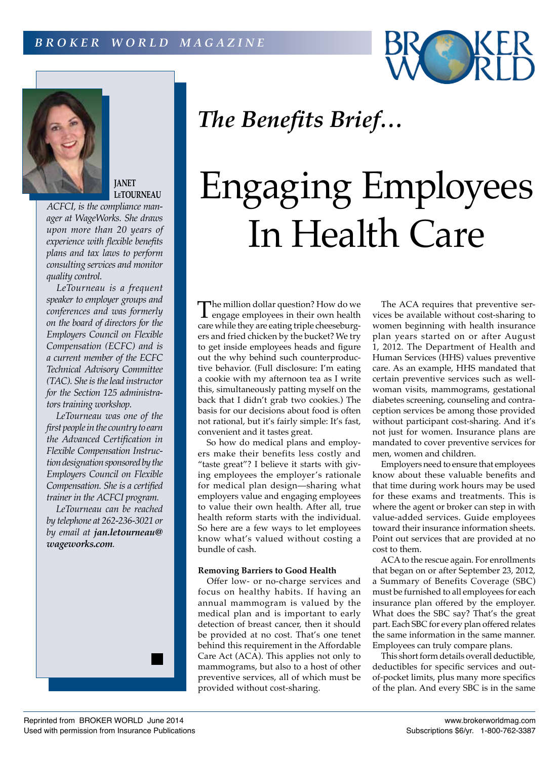*The Benefits Brief…*

# Engaging Employees In Health Care

**JANET LETOURNEAU**

*ACFCI, is the compliance manager at WageWorks. She draws upon more than 20 years of experience with flexible benefits plans and tax laws to perform consulting services and monitor quality control.*

*LeTourneau is a frequent speaker to employer groups and conferences and was formerly on the board of directors for the Employers Council on Flexible Compensation (ECFC) and is a current member of the ECFC Technical Advisory Committee (TAC). She is the lead instructor for the Section 125 administrators training workshop.*

*LeTourneau was one of the first people in the country to earn the Advanced Certification in Flexible Compensation Instruction designation sponsored by the Employers Council on Flexible Compensation. She is a certified trainer in the ACFCI program.*

*LeTourneau can be reached by telephone at 262-236-3021 or by email at* ***jan.letourneau@wageworks.com****.*

The million dollar question? How do we engage employees in their own health care while they are eating triple cheeseburgers and fried chicken by the bucket? We try to get inside employees heads and figure out the why behind such counterproductive behavior. (Full disclosure: I'm eating a cookie with my afternoon tea as I write this, simultaneously patting myself on the back that I didn't grab two cookies.) The basis for our decisions about food is often not rational, but it's fairly simple: It's fast, convenient and it tastes great.

So how do medical plans and employers make their benefits less costly and "taste great"? I believe it starts with giving employees the employer's rationale for medical plan design—sharing what employers value and engaging employees to value their own health. After all, true health reform starts with the individual. So here are a few ways to let employees know what's valued without costing a bundle of cash.

### Removing Barriers to Good Health

Offer low- or no-charge services and focus on healthy habits. If having an annual mammogram is valued by the medical plan and is important to early detection of breast cancer, then it should be provided at no cost. That's one tenet behind this requirement in the Affordable Care Act (ACA). This applies not only to mammograms, but also to a host of other preventive services, all of which must be provided without cost-sharing.

The ACA requires that preventive services be available without cost-sharing to women beginning with health insurance plan years started on or after August 1, 2012. The Department of Health and Human Services (HHS) values preventive care. As an example, HHS mandated that certain preventive services such as well-woman visits, mammograms, gestational diabetes screening, counseling and contraception services be among those provided without participant cost-sharing. And it's not just for women. Insurance plans are mandated to cover preventive services for men, women and children.

Employers need to ensure that employees know about these valuable benefits and that time during work hours may be used for these exams and treatments. This is where the agent or broker can step in with value-added services. Guide employees toward their insurance information sheets. Point out services that are provided at no cost to them.

ACA to the rescue again. For enrollments that began on or after September 23, 2012, a Summary of Benefits Coverage (SBC) must be furnished to all employees for each insurance plan offered by the employer. What does the SBC say? That's the great part. Each SBC for every plan offered relates the same information in the same manner. Employees can truly compare plans.

This short form details overall deductible, deductibles for specific services and out-of-pocket limits, plus many more specifics of the plan. And every SBC is in the same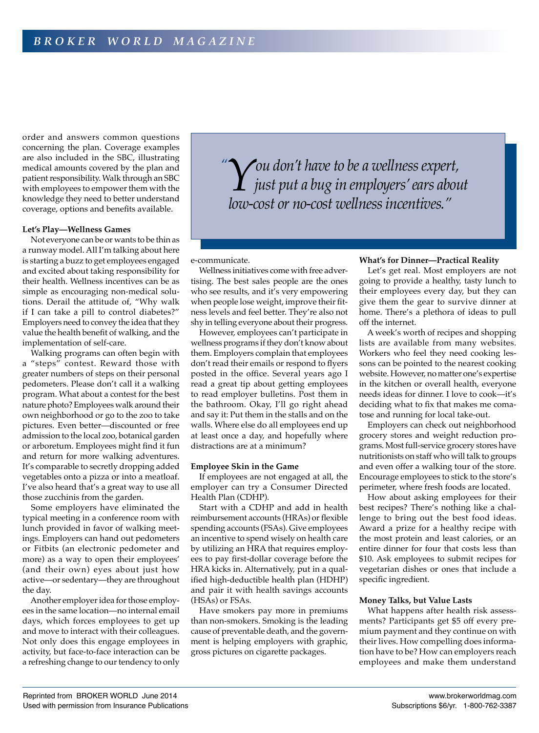order and answers common questions concerning the plan. Coverage examples are also included in the SBC, illustrating medical amounts covered by the plan and patient responsibility. Walk through an SBC with employees to empower them with the knowledge they need to better understand coverage, options and benefits available.

> *"You don't have to be a wellness expert, just put a bug in employers' ears about low-cost or no-cost wellness incentives."*

**Let's Play—Wellness Games**

Not everyone can be or wants to be thin as a runway model. All I'm talking about here is starting a buzz to get employees engaged and excited about taking responsibility for their health. Wellness incentives can be as simple as encouraging non-medical solutions. Derail the attitude of, "Why walk if I can take a pill to control diabetes?" Employers need to convey the idea that they value the health benefit of walking, and the implementation of self-care.

Walking programs can often begin with a "steps" contest. Reward those with greater numbers of steps on their personal pedometers. Please don't call it a walking program. What about a contest for the best nature photo? Employees walk around their own neighborhood or go to the zoo to take pictures. Even better—discounted or free admission to the local zoo, botanical garden or arboretum. Employees might find it fun and return for more walking adventures. It's comparable to secretly dropping added vegetables onto a pizza or into a meatloaf. I've also heard that's a great way to use all those zucchinis from the garden.

Some employers have eliminated the typical meeting in a conference room with lunch provided in favor of walking meetings. Employers can hand out pedometers or Fitbits (an electronic pedometer and more) as a way to open their employees' (and their own) eyes about just how active—or sedentary—they are throughout the day.

Another employer idea for those employees in the same location—no internal email days, which forces employees to get up and move to interact with their colleagues. Not only does this engage employees in activity, but face-to-face interaction can be a refreshing change to our tendency to only e-communicate.

Wellness initiatives come with free advertising. The best sales people are the ones who see results, and it's very empowering when people lose weight, improve their fitness levels and feel better. They're also not shy in telling everyone about their progress.

However, employees can't participate in wellness programs if they don't know about them. Employers complain that employees don't read their emails or respond to flyers posted in the office. Several years ago I read a great tip about getting employees to read employer bulletins. Post them in the bathroom. Okay, I'll go right ahead and say it: Put them in the stalls and on the walls. Where else do all employees end up at least once a day, and hopefully where distractions are at a minimum?

**Employee Skin in the Game**

If employees are not engaged at all, the employer can try a Consumer Directed Health Plan (CDHP).

Start with a CDHP and add in health reimbursement accounts (HRAs) or flexible spending accounts (FSAs). Give employees an incentive to spend wisely on health care by utilizing an HRA that requires employees to pay first-dollar coverage before the HRA kicks in. Alternatively, put in a qualified high-deductible health plan (HDHP) and pair it with health savings accounts (HSAs) or FSAs.

Have smokers pay more in premiums than non-smokers. Smoking is the leading cause of preventable death, and the government is helping employers with graphic, gross pictures on cigarette packages.

**What's for Dinner—Practical Reality**

Let's get real. Most employers are not going to provide a healthy, tasty lunch to their employees every day, but they can give them the gear to survive dinner at home. There's a plethora of ideas to pull off the internet.

A week's worth of recipes and shopping lists are available from many websites. Workers who feel they need cooking lessons can be pointed to the nearest cooking website. However, no matter one's expertise in the kitchen or overall health, everyone needs ideas for dinner. I love to cook—it's deciding what to fix that makes me comatose and running for local take-out.

Employers can check out neighborhood grocery stores and weight reduction programs. Most full-service grocery stores have nutritionists on staff who will talk to groups and even offer a walking tour of the store. Encourage employees to stick to the store's perimeter, where fresh foods are located.

How about asking employees for their best recipes? There's nothing like a challenge to bring out the best food ideas. Award a prize for a healthy recipe with the most protein and least calories, or an entire dinner for four that costs less than $10. Ask employees to submit recipes for vegetarian dishes or ones that include a specific ingredient.

**Money Talks, but Value Lasts**

What happens after health risk assessments? Participants get $5 off every premium payment and they continue on with their lives. How compelling does information have to be? How can employers reach employees and make them understand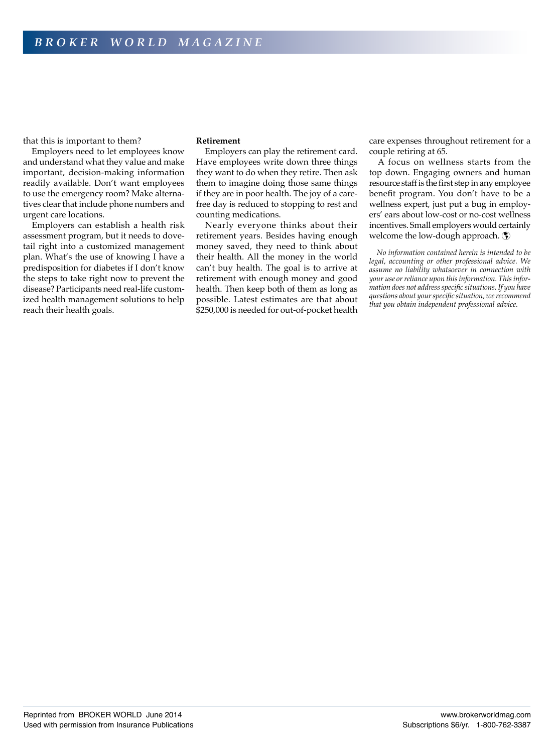that this is important to them?

Employers need to let employees know and understand what they value and make important, decision-making information readily available. Don't want employees to use the emergency room? Make alternatives clear that include phone numbers and urgent care locations.

Employers can establish a health risk assessment program, but it needs to dovetail right into a customized management plan. What's the use of knowing I have a predisposition for diabetes if I don't know the steps to take right now to prevent the disease? Participants need real-life customized health management solutions to help reach their health goals.

**Retirement**

Employers can play the retirement card. Have employees write down three things they want to do when they retire. Then ask them to imagine doing those same things if they are in poor health. The joy of a carefree day is reduced to stopping to rest and counting medications.

Nearly everyone thinks about their retirement years. Besides having enough money saved, they need to think about their health. All the money in the world can't buy health. The goal is to arrive at retirement with enough money and good health. Then keep both of them as long as possible. Latest estimates are that about $250,000 is needed for out-of-pocket health care expenses throughout retirement for a couple retiring at 65.

A focus on wellness starts from the top down. Engaging owners and human resource staff is the first step in any employee benefit program. You don't have to be a wellness expert, just put a bug in employers' ears about low-cost or no-cost wellness incentives. Small employers would certainly welcome the low-dough approach.

*No information contained herein is intended to be legal, accounting or other professional advice. We assume no liability whatsoever in connection with your use or reliance upon this information. This information does not address specific situations. If you have questions about your specific situation, we recommend that you obtain independent professional advice.*

Reprinted from BROKER WORLD June 2014
Used with permission from Insurance Publications

www.brokerworldmag.com
Subscriptions $6/yr. 1-800-762-3387